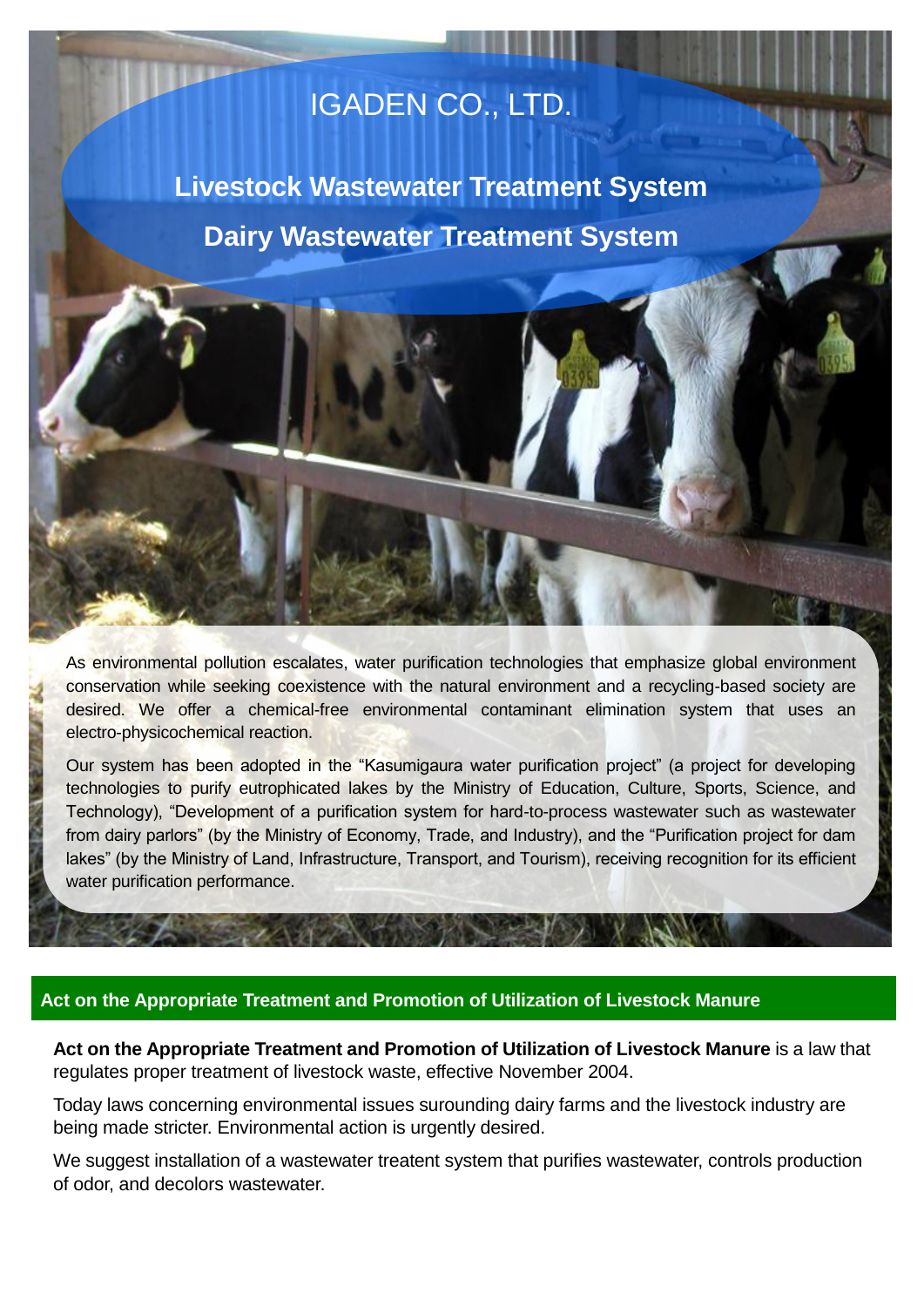# IGADEN CO., LTD.

## Livestock Wastewater Treatment System

## Dairy Wastewater Treatment System

As environmental pollution escalates, water purification technologies that emphasize global environment conservation while seeking coexistence with the natural environment and a recycling-based society are desired. We offer a chemical-free environmental contaminant elimination system that uses an electro-physicochemical reaction.

Our system has been adopted in the "Kasumigaura water purification project" (a project for developing technologies to purify eutrophicated lakes by the Ministry of Education, Culture, Sports, Science, and Technology), "Development of a purification system for hard-to-process wastewater such as wastewater from dairy parlors" (by the Ministry of Economy, Trade, and Industry), and the "Purification project for dam lakes" (by the Ministry of Land, Infrastructure, Transport, and Tourism), receiving recognition for its efficient water purification performance.

## Act on the Appropriate Treatment and Promotion of Utilization of Livestock Manure

**Act on the Appropriate Treatment and Promotion of Utilization of Livestock Manure** is a law that regulates proper treatment of livestock waste, effective November 2004.

Today laws concerning environmental issues surounding dairy farms and the livestock industry are being made stricter. Environmental action is urgently desired.

We suggest installation of a wastewater treatent system that purifies wastewater, controls production of odor, and decolors wastewater.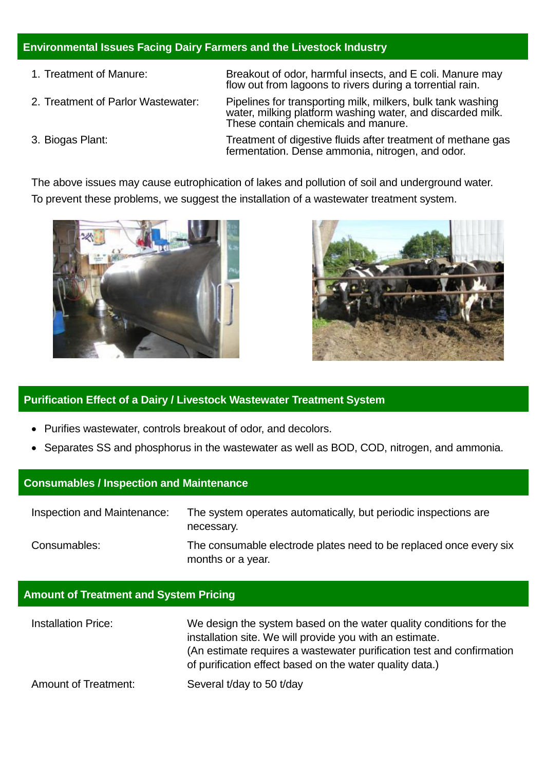## Environmental Issues Facing Dairy Farmers and the Livestock Industry

| | |
|---|---|
| 1. Treatment of Manure: | Breakout of odor, harmful insects, and E coli. Manure may flow out from lagoons to rivers during a torrential rain. |
| 2. Treatment of Parlor Wastewater: | Pipelines for transporting milk, milkers, bulk tank washing water, milking platform washing water, and discarded milk. These contain chemicals and manure. |
| 3. Biogas Plant: | Treatment of digestive fluids after treatment of methane gas fermentation. Dense ammonia, nitrogen, and odor. |

The above issues may cause eutrophication of lakes and pollution of soil and underground water.
To prevent these problems, we suggest the installation of a wastewater treatment system.

## Purification Effect of a Dairy / Livestock Wastewater Treatment System

- Purifies wastewater, controls breakout of odor, and decolors.
- Separates SS and phosphorus in the wastewater as well as BOD, COD, nitrogen, and ammonia.

## Consumables / Inspection and Maintenance

| | |
|---|---|
| Inspection and Maintenance: | The system operates automatically, but periodic inspections are necessary. |
| Consumables: | The consumable electrode plates need to be replaced once every six months or a year. |

## Amount of Treatment and System Pricing

| | |
|---|---|
| Installation Price: | We design the system based on the water quality conditions for the installation site. We will provide you with an estimate. (An estimate requires a wastewater purification test and confirmation of purification effect based on the water quality data.) |
| Amount of Treatment: | Several t/day to 50 t/day |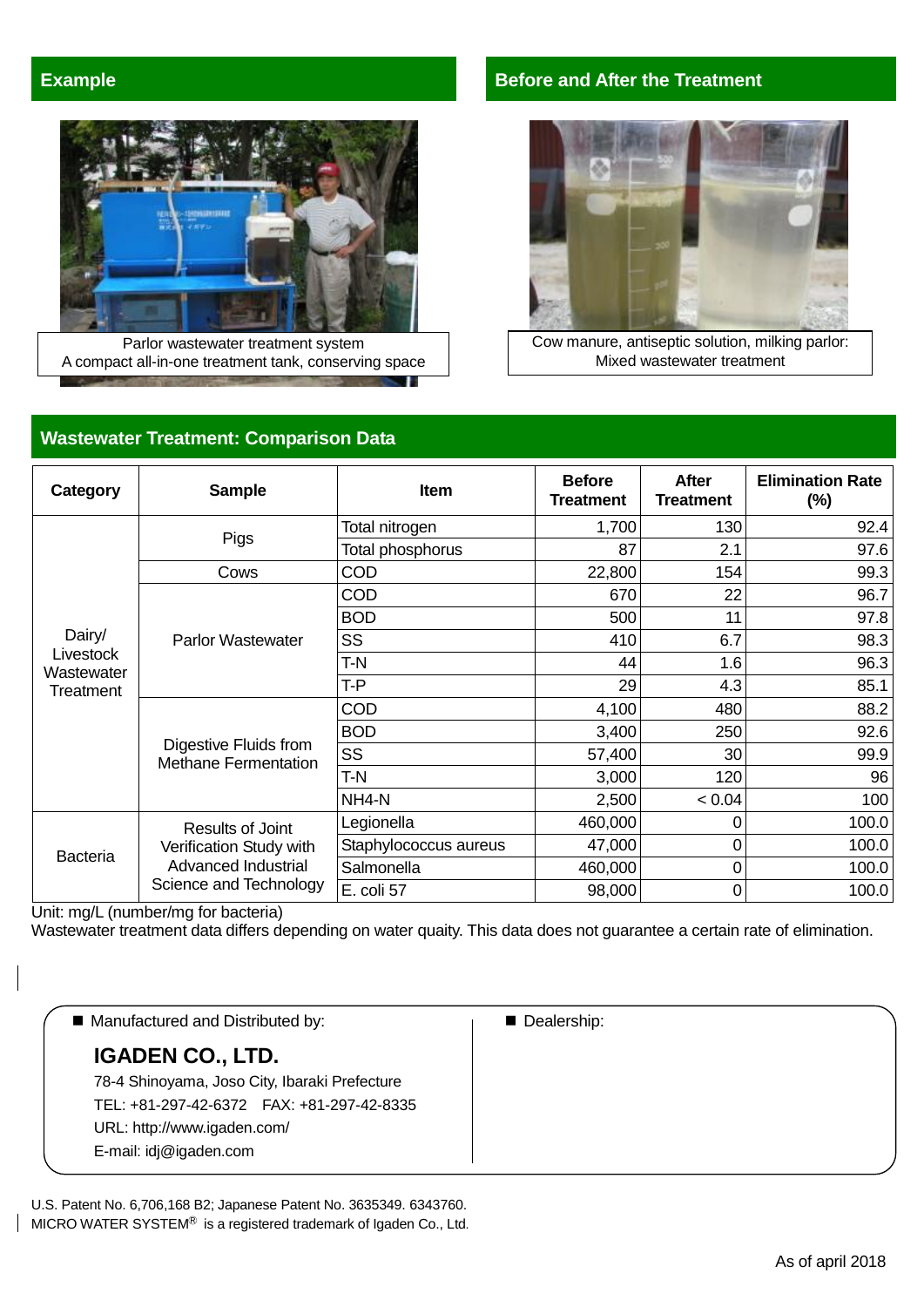## Example

Parlor wastewater treatment system
A compact all-in-one treatment tank, conserving space

## Before and After the Treatment

Cow manure, antiseptic solution, milking parlor: Mixed wastewater treatment

## Wastewater Treatment: Comparison Data

| Category | Sample | Item | Before Treatment | After Treatment | Elimination Rate (%) |
|---|---|---|---|---|---|
| Dairy/ Livestock Wastewater Treatment | Pigs | Total nitrogen | 1,700 | 130 | 92.4 |
| | | Total phosphorus | 87 | 2.1 | 97.6 |
| | Cows | COD | 22,800 | 154 | 99.3 |
| | Parlor Wastewater | COD | 670 | 22 | 96.7 |
| | | BOD | 500 | 11 | 97.8 |
| | | SS | 410 | 6.7 | 98.3 |
| | | T-N | 44 | 1.6 | 96.3 |
| | | T-P | 29 | 4.3 | 85.1 |
| | Digestive Fluids from Methane Fermentation | COD | 4,100 | 480 | 88.2 |
| | | BOD | 3,400 | 250 | 92.6 |
| | | SS | 57,400 | 30 | 99.9 |
| | | T-N | 3,000 | 120 | 96 |
| | | NH4-N | 2,500 | < 0.04 | 100 |
| Bacteria | Results of Joint Verification Study with Advanced Industrial Science and Technology | Legionella | 460,000 | 0 | 100.0 |
| | | Staphylococcus aureus | 47,000 | 0 | 100.0 |
| | | Salmonella | 460,000 | 0 | 100.0 |
| | | E. coli 57 | 98,000 | 0 | 100.0 |

Unit: mg/L (number/mg for bacteria)
Wastewater treatment data differs depending on water quaity. This data does not guarantee a certain rate of elimination.

■ Manufactured and Distributed by:

**IGADEN CO., LTD.**
78-4 Shinoyama, Joso City, Ibaraki Prefecture
TEL: +81-297-42-6372 FAX: +81-297-42-8335
URL: http://www.igaden.com/
E-mail: idj@igaden.com

■ Dealership:

U.S. Patent No. 6,706,168 B2; Japanese Patent No. 3635349. 6343760.
MICRO WATER SYSTEM® is a registered trademark of Igaden Co., Ltd.

As of april 2018